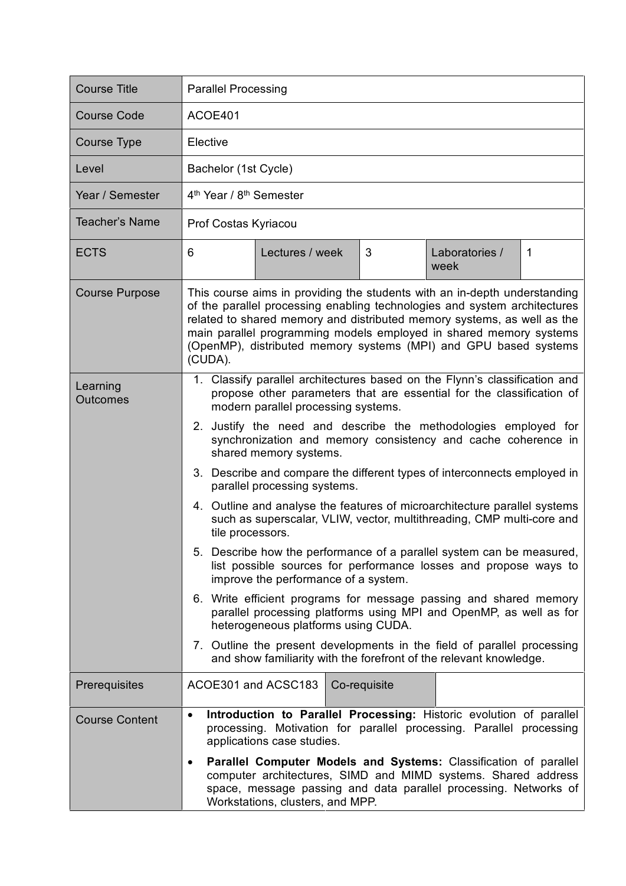| Course Title | Parallel Processing | | | | |
|---|---|---|---|---|---|
| Course Code | ACOE401 | | | | |
| Course Type | Elective | | | | |
| Level | Bachelor (1st Cycle) | | | | |
| Year / Semester | 4th Year / 8th Semester | | | | |
| Teacher's Name | Prof Costas Kyriacou | | | | |
| ECTS | 6 | Lectures / week | 3 | Laboratories / week | 1 |
| Course Purpose | This course aims in providing the students with an in-depth understanding of the parallel processing enabling technologies and system architectures related to shared memory and distributed memory systems, as well as the main parallel programming models employed in shared memory systems (OpenMP), distributed memory systems (MPI) and GPU based systems (CUDA). | | | | |
| Learning Outcomes | 1. Classify parallel architectures based on the Flynn's classification and propose other parameters that are essential for the classification of modern parallel processing systems.<br>2. Justify the need and describe the methodologies employed for synchronization and memory consistency and cache coherence in shared memory systems.<br>3. Describe and compare the different types of interconnects employed in parallel processing systems.<br>4. Outline and analyse the features of microarchitecture parallel systems such as superscalar, VLIW, vector, multithreading, CMP multi-core and tile processors.<br>5. Describe how the performance of a parallel system can be measured, list possible sources for performance losses and propose ways to improve the performance of a system.<br>6. Write efficient programs for message passing and shared memory parallel processing platforms using MPI and OpenMP, as well as for heterogeneous platforms using CUDA.<br>7. Outline the present developments in the field of parallel processing and show familiarity with the forefront of the relevant knowledge. | | | | |
| Prerequisites | ACOE301 and ACSC183 | Co-requisite | | | |
| Course Content | • **Introduction to Parallel Processing:** Historic evolution of parallel processing. Motivation for parallel processing. Parallel processing applications case studies.<br>• **Parallel Computer Models and Systems:** Classification of parallel computer architectures, SIMD and MIMD systems. Shared address space, message passing and data parallel processing. Networks of Workstations, clusters, and MPP. | | | | |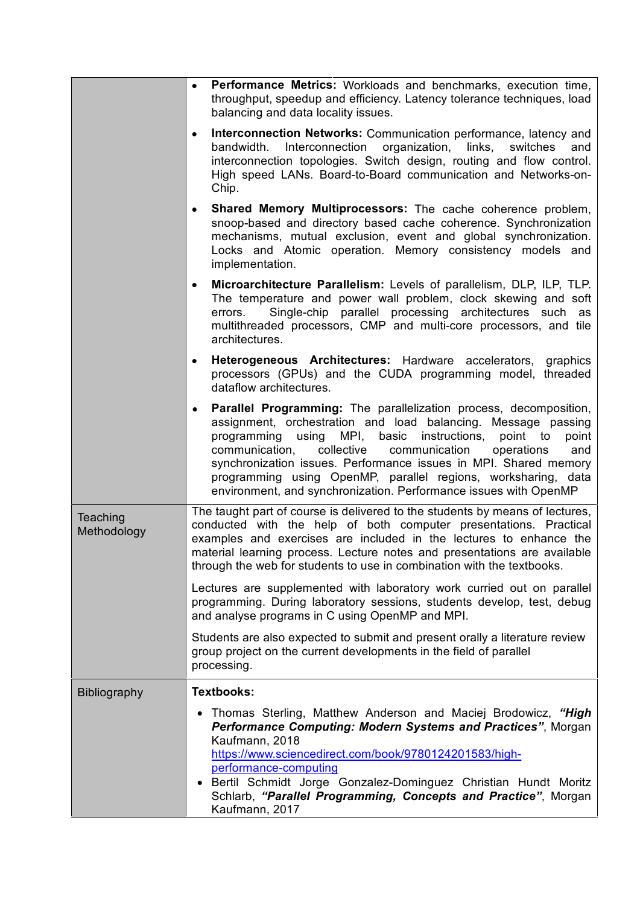| | |
|---|---|
| | • **Performance Metrics:** Workloads and benchmarks, execution time, throughput, speedup and efficiency. Latency tolerance techniques, load balancing and data locality issues.<br><br>• **Interconnection Networks:** Communication performance, latency and bandwidth. Interconnection organization, links, switches and interconnection topologies. Switch design, routing and flow control. High speed LANs. Board-to-Board communication and Networks-on-Chip.<br><br>• **Shared Memory Multiprocessors:** The cache coherence problem, snoop-based and directory based cache coherence. Synchronization mechanisms, mutual exclusion, event and global synchronization. Locks and Atomic operation. Memory consistency models and implementation.<br><br>• **Microarchitecture Parallelism:** Levels of parallelism, DLP, ILP, TLP. The temperature and power wall problem, clock skewing and soft errors. Single-chip parallel processing architectures such as multithreaded processors, CMP and multi-core processors, and tile architectures.<br><br>• **Heterogeneous Architectures:** Hardware accelerators, graphics processors (GPUs) and the CUDA programming model, threaded dataflow architectures.<br><br>• **Parallel Programming:** The parallelization process, decomposition, assignment, orchestration and load balancing. Message passing programming using MPI, basic instructions, point to point communication, collective communication operations and synchronization issues. Performance issues in MPI. Shared memory programming using OpenMP, parallel regions, worksharing, data environment, and synchronization. Performance issues with OpenMP |
| Teaching Methodology | The taught part of course is delivered to the students by means of lectures, conducted with the help of both computer presentations. Practical examples and exercises are included in the lectures to enhance the material learning process. Lecture notes and presentations are available through the web for students to use in combination with the textbooks.<br><br>Lectures are supplemented with laboratory work curried out on parallel programming. During laboratory sessions, students develop, test, debug and analyse programs in C using OpenMP and MPI.<br><br>Students are also expected to submit and present orally a literature review group project on the current developments in the field of parallel processing. |
| Bibliography | **Textbooks:**<br><br>• Thomas Sterling, Matthew Anderson and Maciej Brodowicz, ***"High Performance Computing: Modern Systems and Practices"***, Morgan Kaufmann, 2018 https://www.sciencedirect.com/book/9780124201583/high-performance-computing<br>• Bertil Schmidt Jorge Gonzalez-Dominguez Christian Hundt Moritz Schlarb, ***"Parallel Programming, Concepts and Practice"***, Morgan Kaufmann, 2017 |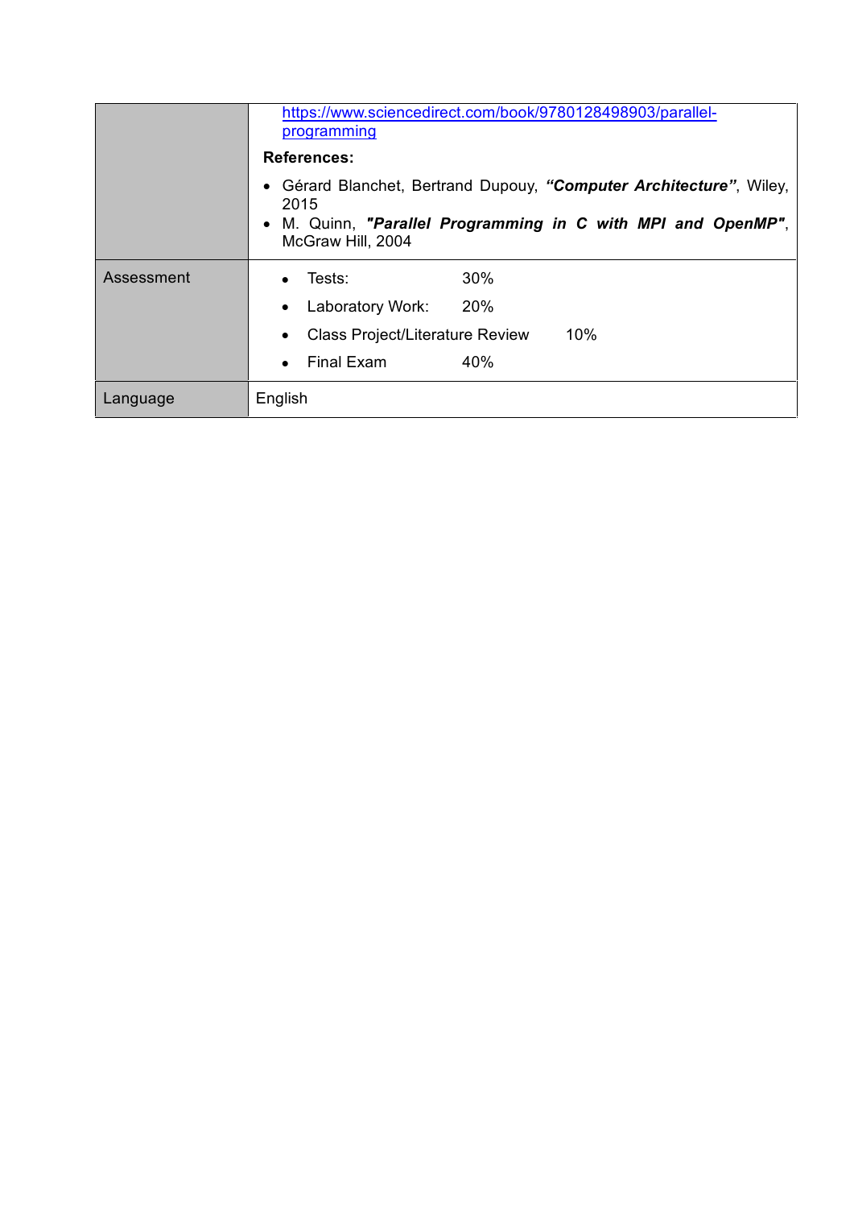| | |
|---|---|
| | https://www.sciencedirect.com/book/9780128498903/parallel-programming<br><br>**References:**<br><br>• Gérard Blanchet, Bertrand Dupouy, ***“Computer Architecture”***, Wiley, 2015<br>• M. Quinn, ***"Parallel Programming in C with MPI and OpenMP"***, McGraw Hill, 2004 |
| Assessment | • Tests: 30%<br>• Laboratory Work: 20%<br>• Class Project/Literature Review 10%<br>• Final Exam 40% |
| Language | English |